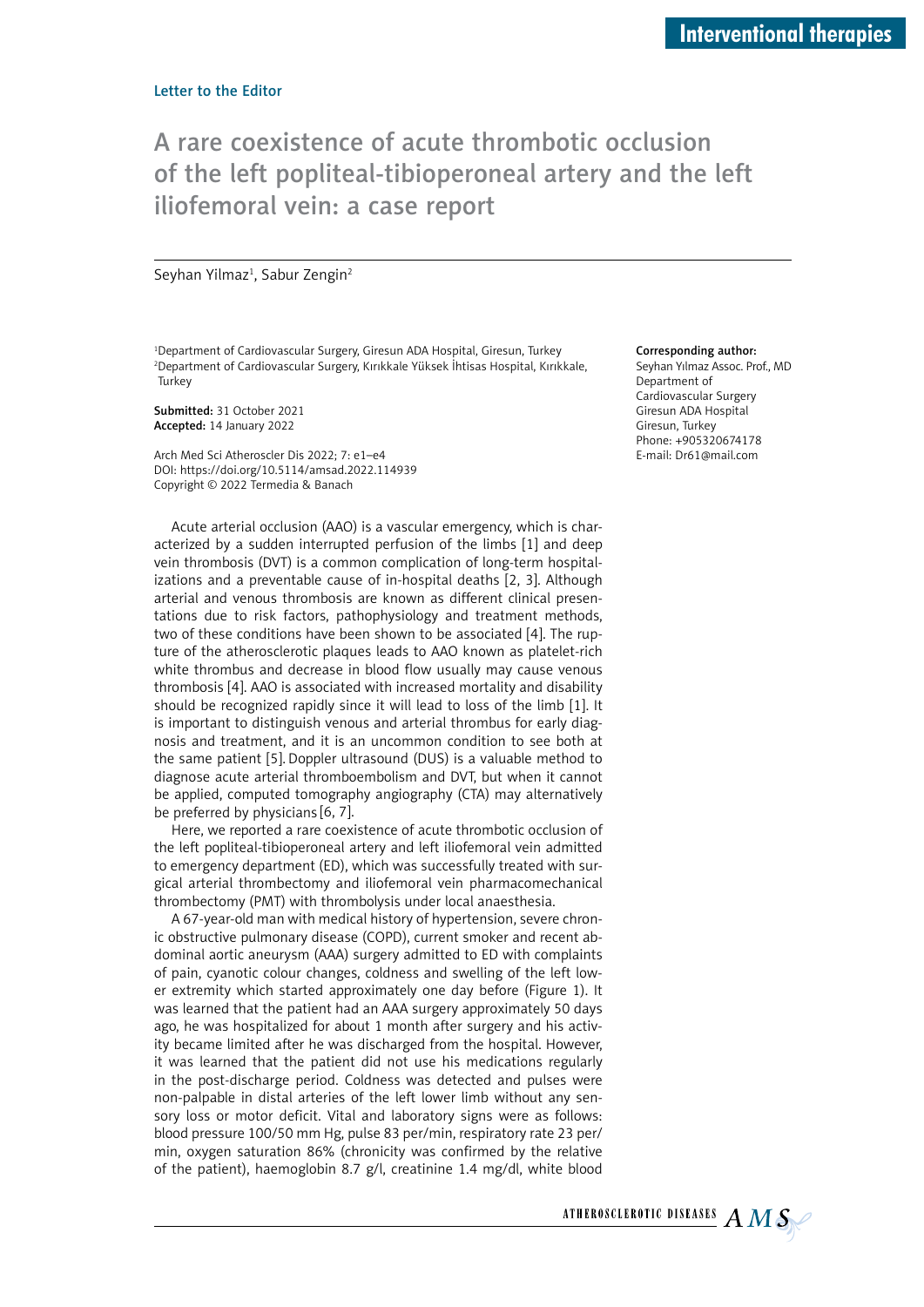Letter to the Editor

# A rare coexistence of acute thrombotic occlusion of the left popliteal-tibioperoneal artery and the left iliofemoral vein: a case report

Seyhan Yilmaz[1], Sabur Zengin[2]

[1]Department of Cardiovascular Surgery, Giresun ADA Hospital, Giresun, Turkey
[2]Department of Cardiovascular Surgery, Kırıkkale Yüksek İhtisas Hospital, Kırıkkale, Turkey

**Submitted:** 31 October 2021
**Accepted:** 14 January 2022

Arch Med Sci Atheroscler Dis 2022; 7: e1–e4
DOI: https://doi.org/10.5114/amsad.2022.114939
Copyright © 2022 Termedia & Banach

**Corresponding author:**
Seyhan Yılmaz Assoc. Prof., MD
Department of Cardiovascular Surgery
Giresun ADA Hospital
Giresun, Turkey
Phone: +905320674178
E-mail: Dr61@mail.com

Acute arterial occlusion (AAO) is a vascular emergency, which is characterized by a sudden interrupted perfusion of the limbs [1] and deep vein thrombosis (DVT) is a common complication of long-term hospitalizations and a preventable cause of in-hospital deaths [2, 3]. Although arterial and venous thrombosis are known as different clinical presentations due to risk factors, pathophysiology and treatment methods, two of these conditions have been shown to be associated [4]. The rupture of the atherosclerotic plaques leads to AAO known as platelet-rich white thrombus and decrease in blood flow usually may cause venous thrombosis [4]. AAO is associated with increased mortality and disability should be recognized rapidly since it will lead to loss of the limb [1]. It is important to distinguish venous and arterial thrombus for early diagnosis and treatment, and it is an uncommon condition to see both at the same patient [5]. Doppler ultrasound (DUS) is a valuable method to diagnose acute arterial thromboembolism and DVT, but when it cannot be applied, computed tomography angiography (CTA) may alternatively be preferred by physicians [6, 7].

Here, we reported a rare coexistence of acute thrombotic occlusion of the left popliteal-tibioperoneal artery and left iliofemoral vein admitted to emergency department (ED), which was successfully treated with surgical arterial thrombectomy and iliofemoral vein pharmacomechanical thrombectomy (PMT) with thrombolysis under local anaesthesia.

A 67-year-old man with medical history of hypertension, severe chronic obstructive pulmonary disease (COPD), current smoker and recent abdominal aortic aneurysm (AAA) surgery admitted to ED with complaints of pain, cyanotic colour changes, coldness and swelling of the left lower extremity which started approximately one day before (Figure 1). It was learned that the patient had an AAA surgery approximately 50 days ago, he was hospitalized for about 1 month after surgery and his activity became limited after he was discharged from the hospital. However, it was learned that the patient did not use his medications regularly in the post-discharge period. Coldness was detected and pulses were non-palpable in distal arteries of the left lower limb without any sensory loss or motor deficit. Vital and laboratory signs were as follows: blood pressure 100/50 mm Hg, pulse 83 per/min, respiratory rate 23 per/min, oxygen saturation 86% (chronicity was confirmed by the relative of the patient), haemoglobin 8.7 g/l, creatinine 1.4 mg/dl, white blood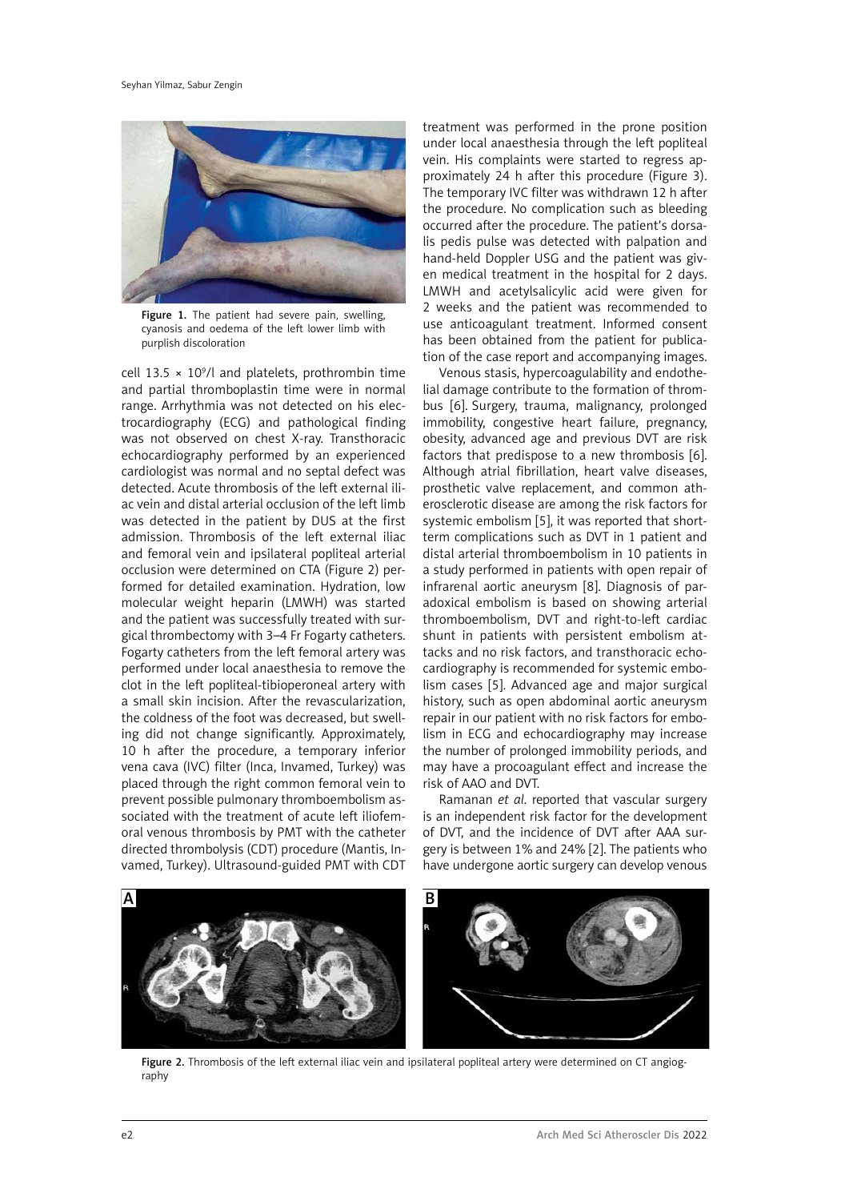Figure 1. The patient had severe pain, swelling, cyanosis and oedema of the left lower limb with purplish discoloration

cell 13.5 × $10^9$/l and platelets, prothrombin time and partial thromboplastin time were in normal range. Arrhythmia was not detected on his electrocardiography (ECG) and pathological finding was not observed on chest X-ray. Transthoracic echocardiography performed by an experienced cardiologist was normal and no septal defect was detected. Acute thrombosis of the left external iliac vein and distal arterial occlusion of the left limb was detected in the patient by DUS at the first admission. Thrombosis of the left external iliac and femoral vein and ipsilateral popliteal arterial occlusion were determined on CTA (Figure 2) performed for detailed examination. Hydration, low molecular weight heparin (LMWH) was started and the patient was successfully treated with surgical thrombectomy with 3–4 Fr Fogarty catheters. Fogarty catheters from the left femoral artery was performed under local anaesthesia to remove the clot in the left popliteal-tibioperoneal artery with a small skin incision. After the revascularization, the coldness of the foot was decreased, but swelling did not change significantly. Approximately, 10 h after the procedure, a temporary inferior vena cava (IVC) filter (Inca, Invamed, Turkey) was placed through the right common femoral vein to prevent possible pulmonary thromboembolism associated with the treatment of acute left iliofemoral venous thrombosis by PMT with the catheter directed thrombolysis (CDT) procedure (Mantis, Invamed, Turkey). Ultrasound-guided PMT with CDT treatment was performed in the prone position under local anaesthesia through the left popliteal vein. His complaints were started to regress approximately 24 h after this procedure (Figure 3). The temporary IVC filter was withdrawn 12 h after the procedure. No complication such as bleeding occurred after the procedure. The patient's dorsalis pedis pulse was detected with palpation and hand-held Doppler USG and the patient was given medical treatment in the hospital for 2 days. LMWH and acetylsalicylic acid were given for 2 weeks and the patient was recommended to use anticoagulant treatment. Informed consent has been obtained from the patient for publication of the case report and accompanying images.

Venous stasis, hypercoagulability and endothelial damage contribute to the formation of thrombus [6]. Surgery, trauma, malignancy, prolonged immobility, congestive heart failure, pregnancy, obesity, advanced age and previous DVT are risk factors that predispose to a new thrombosis [6]. Although atrial fibrillation, heart valve diseases, prosthetic valve replacement, and common atherosclerotic disease are among the risk factors for systemic embolism [5], it was reported that short-term complications such as DVT in 1 patient and distal arterial thromboembolism in 10 patients in a study performed in patients with open repair of infrarenal aortic aneurysm [8]. Diagnosis of paradoxical embolism is based on showing arterial thromboembolism, DVT and right-to-left cardiac shunt in patients with persistent embolism attacks and no risk factors, and transthoracic echocardiography is recommended for systemic embolism cases [5]. Advanced age and major surgical history, such as open abdominal aortic aneurysm repair in our patient with no risk factors for embolism in ECG and echocardiography may increase the number of prolonged immobility periods, and may have a procoagulant effect and increase the risk of AAO and DVT.

Ramanan *et al.* reported that vascular surgery is an independent risk factor for the development of DVT, and the incidence of DVT after AAA surgery is between 1% and 24% [2]. The patients who have undergone aortic surgery can develop venous

Figure 2. Thrombosis of the left external iliac vein and ipsilateral popliteal artery were determined on CT angiography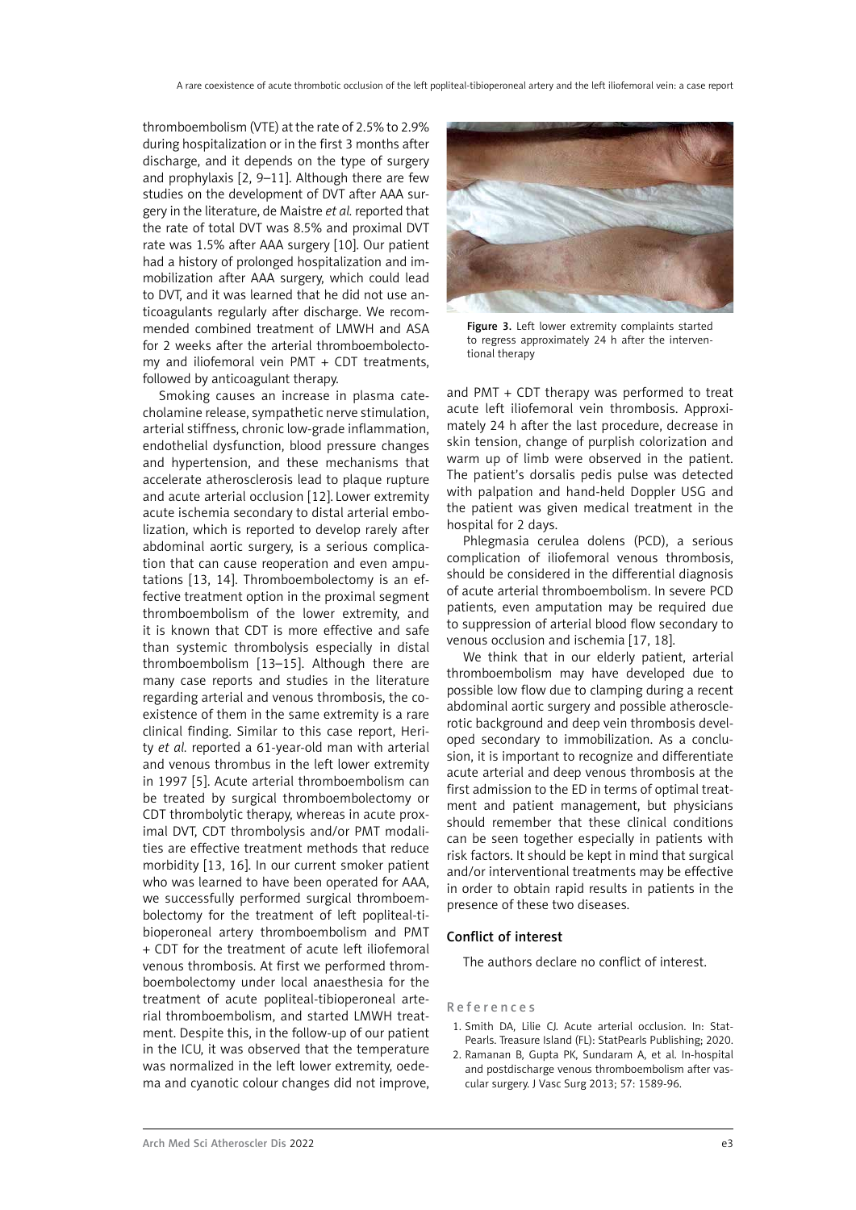thromboembolism (VTE) at the rate of 2.5% to 2.9% during hospitalization or in the first 3 months after discharge, and it depends on the type of surgery and prophylaxis [2, 9–11]. Although there are few studies on the development of DVT after AAA surgery in the literature, de Maistre *et al.* reported that the rate of total DVT was 8.5% and proximal DVT rate was 1.5% after AAA surgery [10]. Our patient had a history of prolonged hospitalization and immobilization after AAA surgery, which could lead to DVT, and it was learned that he did not use anticoagulants regularly after discharge. We recommended combined treatment of LMWH and ASA for 2 weeks after the arterial thromboembolectomy and iliofemoral vein PMT + CDT treatments, followed by anticoagulant therapy.

Smoking causes an increase in plasma catecholamine release, sympathetic nerve stimulation, arterial stiffness, chronic low-grade inflammation, endothelial dysfunction, blood pressure changes and hypertension, and these mechanisms that accelerate atherosclerosis lead to plaque rupture and acute arterial occlusion [12]. Lower extremity acute ischemia secondary to distal arterial embolization, which is reported to develop rarely after abdominal aortic surgery, is a serious complication that can cause reoperation and even amputations [13, 14]. Thromboembolectomy is an effective treatment option in the proximal segment thromboembolism of the lower extremity, and it is known that CDT is more effective and safe than systemic thrombolysis especially in distal thromboembolism [13–15]. Although there are many case reports and studies in the literature regarding arterial and venous thrombosis, the coexistence of them in the same extremity is a rare clinical finding. Similar to this case report, Herity *et al.* reported a 61-year-old man with arterial and venous thrombus in the left lower extremity in 1997 [5]. Acute arterial thromboembolism can be treated by surgical thromboembolectomy or CDT thrombolytic therapy, whereas in acute proximal DVT, CDT thrombolysis and/or PMT modalities are effective treatment methods that reduce morbidity [13, 16]. In our current smoker patient who was learned to have been operated for AAA, we successfully performed surgical thromboembolectomy for the treatment of left popliteal-tibioperoneal artery thromboembolism and PMT + CDT for the treatment of acute left iliofemoral venous thrombosis. At first we performed thromboembolectomy under local anaesthesia for the treatment of acute popliteal-tibioperoneal arterial thromboembolism, and started LMWH treatment. Despite this, in the follow-up of our patient in the ICU, it was observed that the temperature was normalized in the left lower extremity, oedema and cyanotic colour changes did not improve, and PMT + CDT therapy was performed to treat acute left iliofemoral vein thrombosis. Approximately 24 h after the last procedure, decrease in skin tension, change of purplish colorization and warm up of limb were observed in the patient. The patient's dorsalis pedis pulse was detected with palpation and hand-held Doppler USG and the patient was given medical treatment in the hospital for 2 days.

**Figure 3.** Left lower extremity complaints started to regress approximately 24 h after the interventional therapy

Phlegmasia cerulea dolens (PCD), a serious complication of iliofemoral venous thrombosis, should be considered in the differential diagnosis of acute arterial thromboembolism. In severe PCD patients, even amputation may be required due to suppression of arterial blood flow secondary to venous occlusion and ischemia [17, 18].

We think that in our elderly patient, arterial thromboembolism may have developed due to possible low flow due to clamping during a recent abdominal aortic surgery and possible atherosclerotic background and deep vein thrombosis developed secondary to immobilization. As a conclusion, it is important to recognize and differentiate acute arterial and deep venous thrombosis at the first admission to the ED in terms of optimal treatment and patient management, but physicians should remember that these clinical conditions can be seen together especially in patients with risk factors. It should be kept in mind that surgical and/or interventional treatments may be effective in order to obtain rapid results in patients in the presence of these two diseases.

## Conflict of interest

The authors declare no conflict of interest.

## References

1. Smith DA, Lilie CJ. Acute arterial occlusion. In: StatPearls. Treasure Island (FL): StatPearls Publishing; 2020.
2. Ramanan B, Gupta PK, Sundaram A, et al. In-hospital and postdischarge venous thromboembolism after vascular surgery. J Vasc Surg 2013; 57: 1589-96.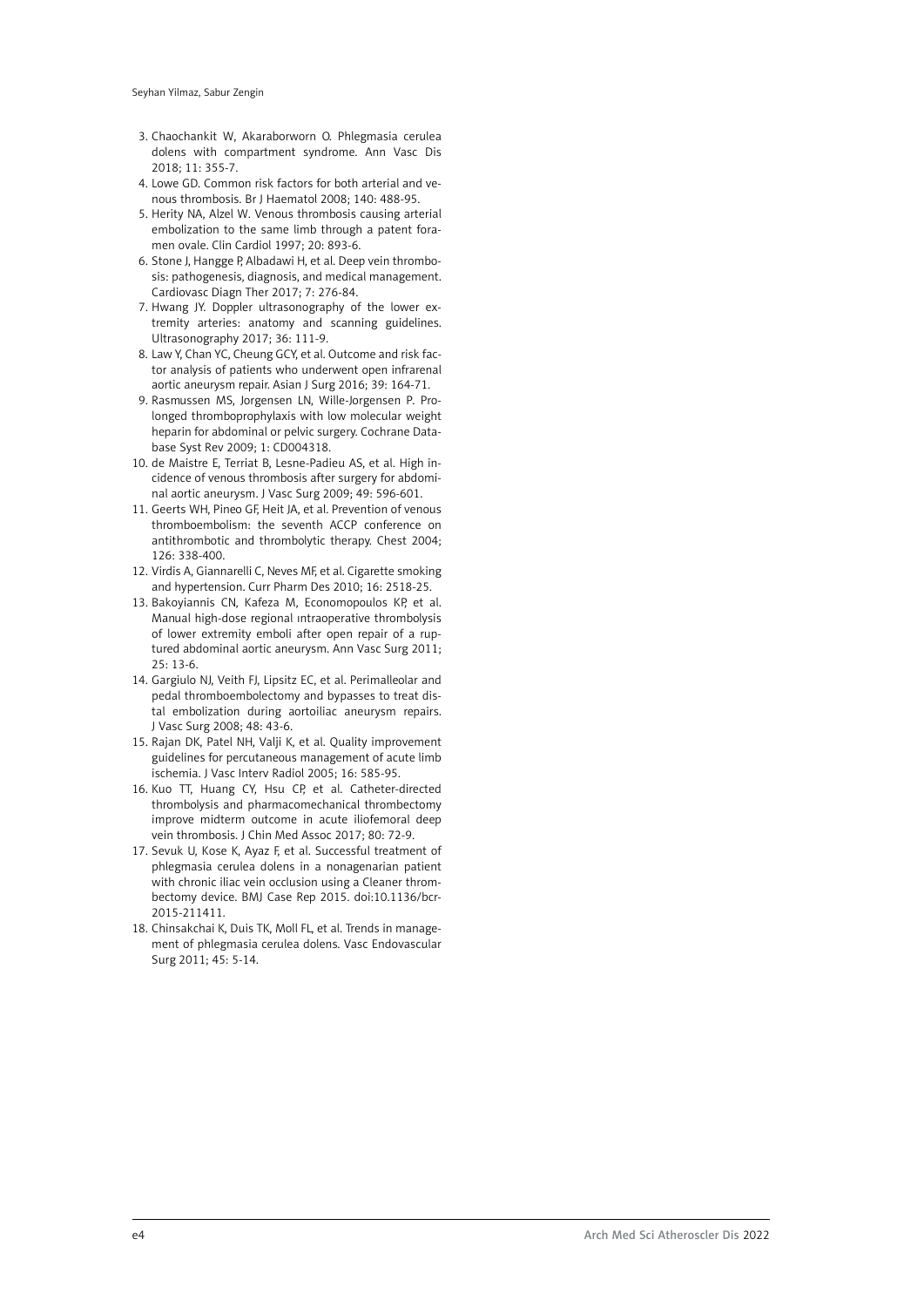3. Chaochankit W, Akaraborworn O. Phlegmasia cerulea dolens with compartment syndrome. Ann Vasc Dis 2018; 11: 355-7.
4. Lowe GD. Common risk factors for both arterial and venous thrombosis. Br J Haematol 2008; 140: 488-95.
5. Herity NA, Alzel W. Venous thrombosis causing arterial embolization to the same limb through a patent foramen ovale. Clin Cardiol 1997; 20: 893-6.
6. Stone J, Hangge P, Albadawi H, et al. Deep vein thrombosis: pathogenesis, diagnosis, and medical management. Cardiovasc Diagn Ther 2017; 7: 276-84.
7. Hwang JY. Doppler ultrasonography of the lower extremity arteries: anatomy and scanning guidelines. Ultrasonography 2017; 36: 111-9.
8. Law Y, Chan YC, Cheung GCY, et al. Outcome and risk factor analysis of patients who underwent open infrarenal aortic aneurysm repair. Asian J Surg 2016; 39: 164-71.
9. Rasmussen MS, Jorgensen LN, Wille-Jorgensen P. Prolonged thromboprophylaxis with low molecular weight heparin for abdominal or pelvic surgery. Cochrane Database Syst Rev 2009; 1: CD004318.
10. de Maistre E, Terriat B, Lesne-Padieu AS, et al. High incidence of venous thrombosis after surgery for abdominal aortic aneurysm. J Vasc Surg 2009; 49: 596-601.
11. Geerts WH, Pineo GF, Heit JA, et al. Prevention of venous thromboembolism: the seventh ACCP conference on antithrombotic and thrombolytic therapy. Chest 2004; 126: 338-400.
12. Virdis A, Giannarelli C, Neves MF, et al. Cigarette smoking and hypertension. Curr Pharm Des 2010; 16: 2518-25.
13. Bakoyiannis CN, Kafeza M, Economopoulos KP, et al. Manual high-dose regional ıntraoperative thrombolysis of lower extremity emboli after open repair of a ruptured abdominal aortic aneurysm. Ann Vasc Surg 2011; 25: 13-6.
14. Gargiulo NJ, Veith FJ, Lipsitz EC, et al. Perimalleolar and pedal thromboembolectomy and bypasses to treat distal embolization during aortoiliac aneurysm repairs. J Vasc Surg 2008; 48: 43-6.
15. Rajan DK, Patel NH, Valji K, et al. Quality improvement guidelines for percutaneous management of acute limb ischemia. J Vasc Interv Radiol 2005; 16: 585-95.
16. Kuo TT, Huang CY, Hsu CP, et al. Catheter-directed thrombolysis and pharmacomechanical thrombectomy improve midterm outcome in acute iliofemoral deep vein thrombosis. J Chin Med Assoc 2017; 80: 72-9.
17. Sevuk U, Kose K, Ayaz F, et al. Successful treatment of phlegmasia cerulea dolens in a nonagenarian patient with chronic iliac vein occlusion using a Cleaner thrombectomy device. BMJ Case Rep 2015. doi:10.1136/bcr-2015-211411.
18. Chinsakchai K, Duis TK, Moll FL, et al. Trends in management of phlegmasia cerulea dolens. Vasc Endovascular Surg 2011; 45: 5-14.